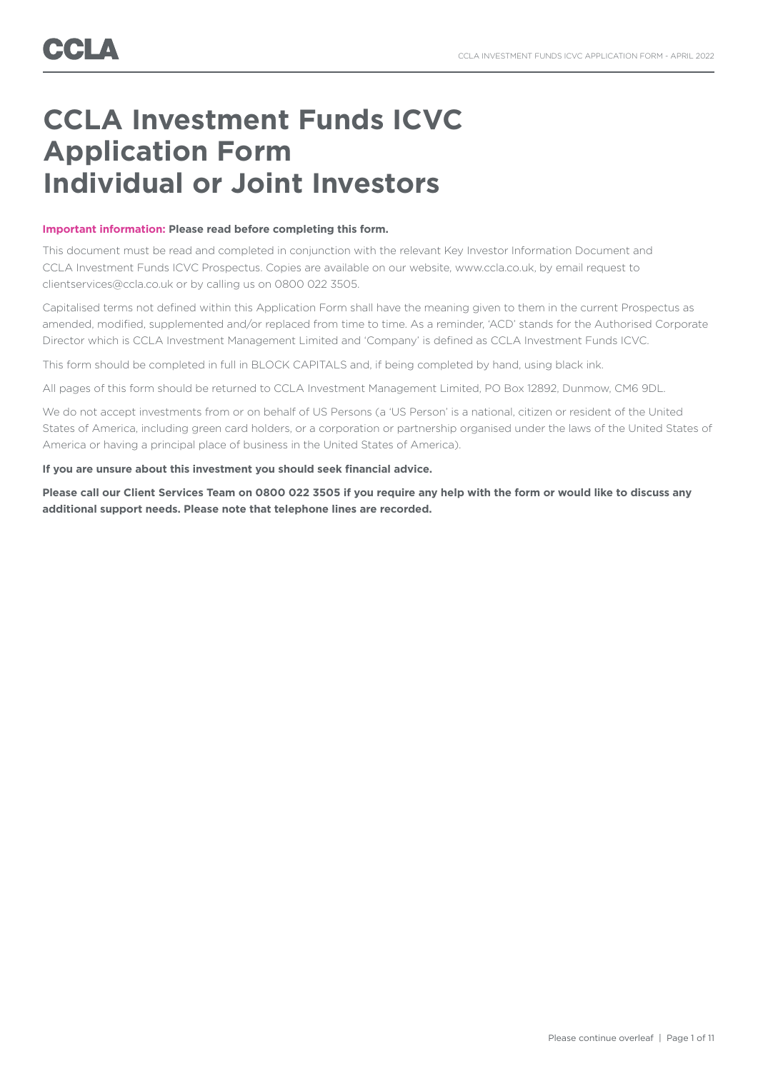# CCLA Investment Funds ICVC Application Form Individual or Joint Investors

**Important information: Please read before completing this form.**

This document must be read and completed in conjunction with the relevant Key Investor Information Document and CCLA Investment Funds ICVC Prospectus. Copies are available on our website, www.ccla.co.uk, by email request to clientservices@ccla.co.uk or by calling us on 0800 022 3505.

Capitalised terms not defined within this Application Form shall have the meaning given to them in the current Prospectus as amended, modified, supplemented and/or replaced from time to time. As a reminder, 'ACD' stands for the Authorised Corporate Director which is CCLA Investment Management Limited and 'Company' is defined as CCLA Investment Funds ICVC.

This form should be completed in full in BLOCK CAPITALS and, if being completed by hand, using black ink.

All pages of this form should be returned to CCLA Investment Management Limited, PO Box 12892, Dunmow, CM6 9DL.

We do not accept investments from or on behalf of US Persons (a 'US Person' is a national, citizen or resident of the United States of America, including green card holders, or a corporation or partnership organised under the laws of the United States of America or having a principal place of business in the United States of America).

**If you are unsure about this investment you should seek financial advice.**

**Please call our Client Services Team on 0800 022 3505 if you require any help with the form or would like to discuss any additional support needs. Please note that telephone lines are recorded.**

Please continue overleaf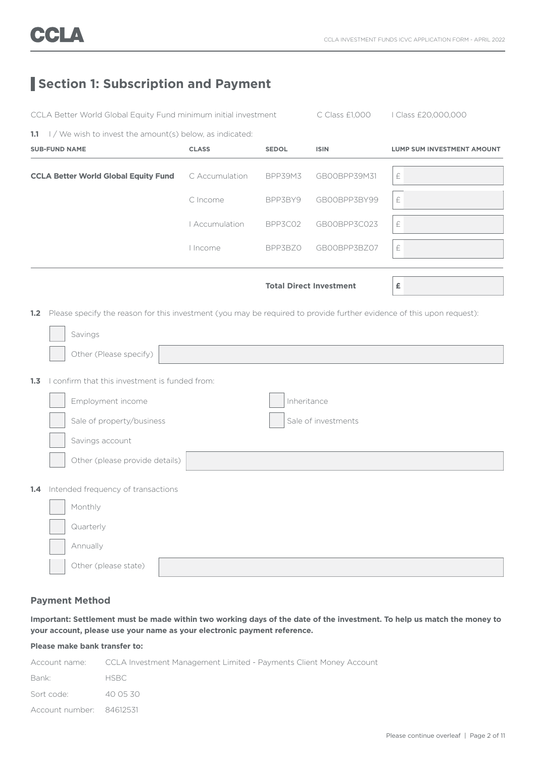# Section 1: Subscription and Payment

CCLA Better World Global Equity Fund minimum initial investment C Class £1,000 I Class £20,000,000

**1.1** I / We wish to invest the amount(s) below, as indicated:

| SUB-FUND NAME | CLASS | SEDOL | ISIN | LUMP SUM INVESTMENT AMOUNT |
|---|---|---|---|---|
| **CCLA Better World Global Equity Fund** | C Accumulation | BPP39M3 | GB00BPP39M31 | £ |
| | C Income | BPP3BY9 | GB00BPP3BY99 | £ |
| | I Accumulation | BPP3C02 | GB00BPP3C023 | £ |
| | I Income | BPP3BZ0 | GB00BPP3BZ07 | £ |
| | | **Total Direct Investment** | | **£** |

**1.2** Please specify the reason for this investment (you may be required to provide further evidence of this upon request):

- ☐ Savings
- ☐ Other (Please specify)

**1.3** I confirm that this investment is funded from:

- ☐ Employment income
- ☐ Inheritance
- ☐ Sale of property/business
- ☐ Sale of investments
- ☐ Savings account
- ☐ Other (please provide details)

**1.4** Intended frequency of transactions

- ☐ Monthly
- ☐ Quarterly
- ☐ Annually
- ☐ Other (please state)

## Payment Method

**Important: Settlement must be made within two working days of the date of the investment. To help us match the money to your account, please use your name as your electronic payment reference.**

**Please make bank transfer to:**

Account name: CCLA Investment Management Limited - Payments Client Money Account

Bank: HSBC

Sort code: 40 05 30

Account number: 84612531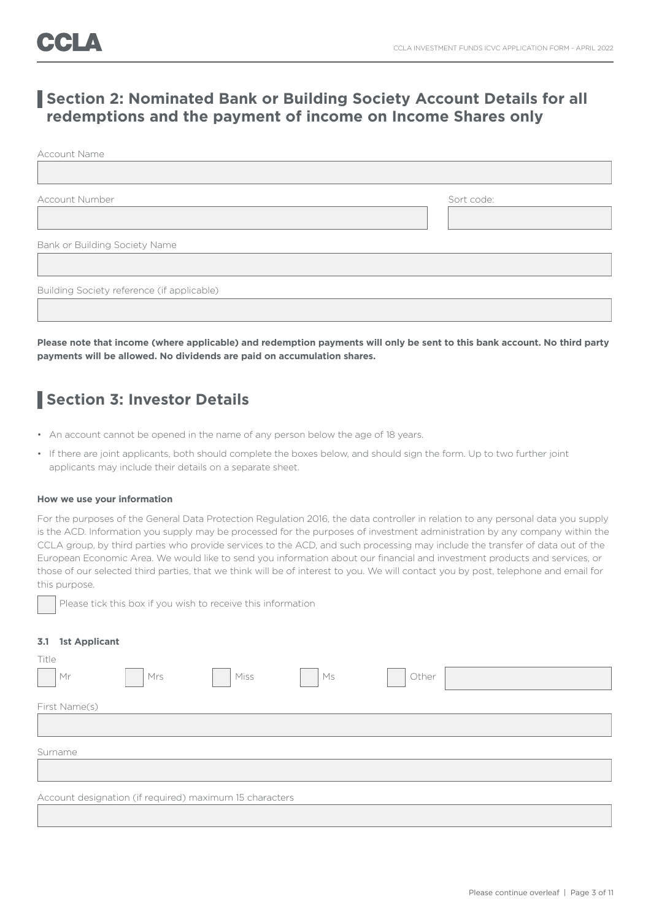## Section 2: Nominated Bank or Building Society Account Details for all redemptions and the payment of income on Income Shares only

Account Name

Account Number

Sort code:

Bank or Building Society Name

Building Society reference (if applicable)

**Please note that income (where applicable) and redemption payments will only be sent to this bank account. No third party payments will be allowed. No dividends are paid on accumulation shares.**

## Section 3: Investor Details

- An account cannot be opened in the name of any person below the age of 18 years.
- If there are joint applicants, both should complete the boxes below, and should sign the form. Up to two further joint applicants may include their details on a separate sheet.

**How we use your information**

For the purposes of the General Data Protection Regulation 2016, the data controller in relation to any personal data you supply is the ACD. Information you supply may be processed for the purposes of investment administration by any company within the CCLA group, by third parties who provide services to the ACD, and such processing may include the transfer of data out of the European Economic Area. We would like to send you information about our financial and investment products and services, or those of our selected third parties, that we think will be of interest to you. We will contact you by post, telephone and email for this purpose.

☐ Please tick this box if you wish to receive this information

**3.1 1st Applicant**

Title

☐ Mr ☐ Mrs ☐ Miss ☐ Ms ☐ Other

First Name(s)

Surname

Account designation (if required) maximum 15 characters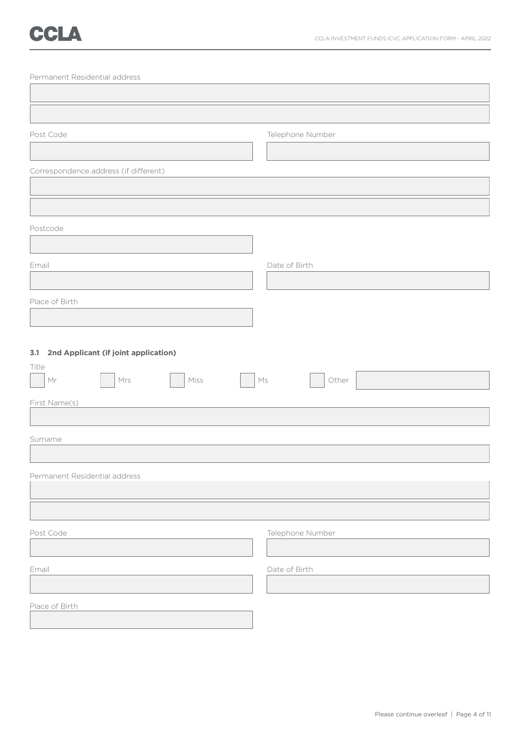Permanent Residential address

Post Code

Telephone Number

Correspondence address (if different)

Postcode

Email

Date of Birth

Place of Birth

### 3.1 2nd Applicant (if joint application)

Title

☐ Mr ☐ Mrs ☐ Miss ☐ Ms ☐ Other

First Name(s)

Surname

Permanent Residential address

Post Code

Telephone Number

Email

Date of Birth

Place of Birth

Please continue overleaf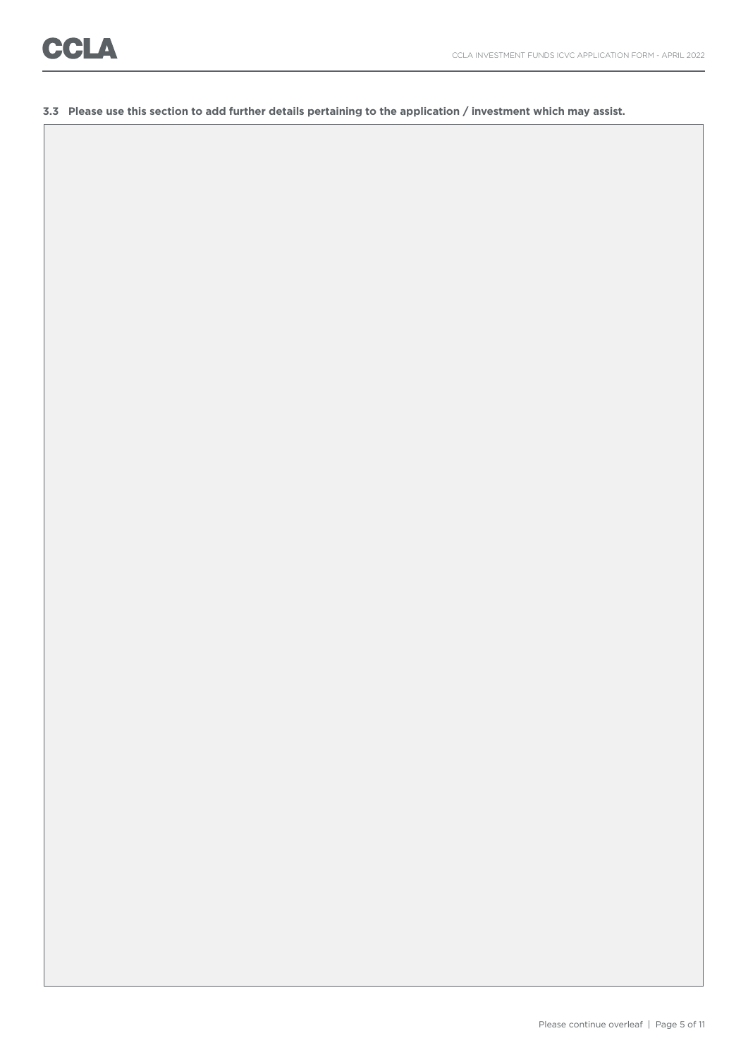**3.3 Please use this section to add further details pertaining to the application / investment which may assist.**

Please continue overleaf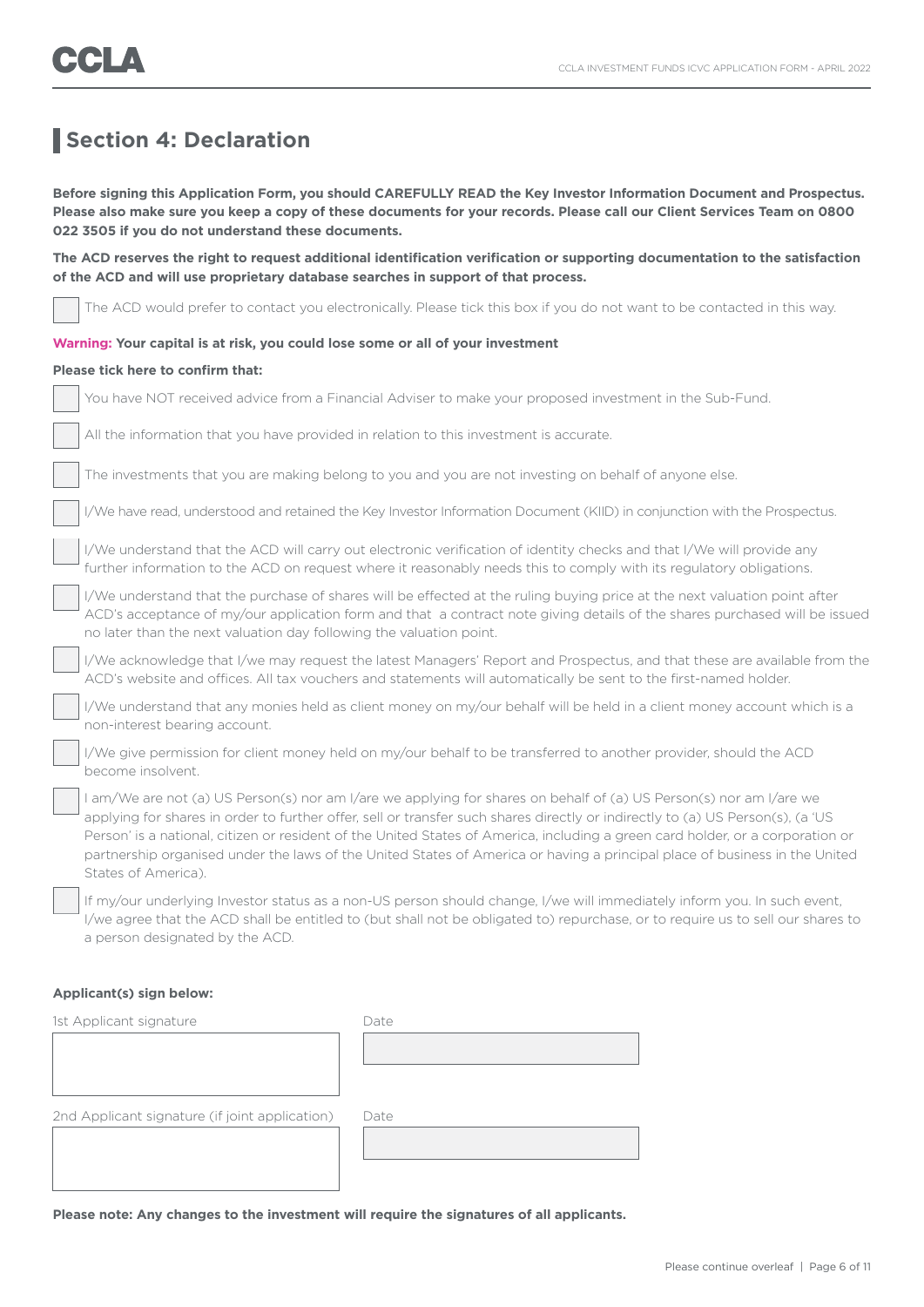## Section 4: Declaration

**Before signing this Application Form, you should CAREFULLY READ the Key Investor Information Document and Prospectus. Please also make sure you keep a copy of these documents for your records. Please call our Client Services Team on 0800 022 3505 if you do not understand these documents.**

**The ACD reserves the right to request additional identification verification or supporting documentation to the satisfaction of the ACD and will use proprietary database searches in support of that process.**

☐ The ACD would prefer to contact you electronically. Please tick this box if you do not want to be contacted in this way.

**Warning: Your capital is at risk, you could lose some or all of your investment**

**Please tick here to confirm that:**

☐ You have NOT received advice from a Financial Adviser to make your proposed investment in the Sub-Fund.

☐ All the information that you have provided in relation to this investment is accurate.

☐ The investments that you are making belong to you and you are not investing on behalf of anyone else.

☐ I/We have read, understood and retained the Key Investor Information Document (KIID) in conjunction with the Prospectus.

☐ I/We understand that the ACD will carry out electronic verification of identity checks and that I/We will provide any further information to the ACD on request where it reasonably needs this to comply with its regulatory obligations.

☐ I/We understand that the purchase of shares will be effected at the ruling buying price at the next valuation point after ACD's acceptance of my/our application form and that a contract note giving details of the shares purchased will be issued no later than the next valuation day following the valuation point.

☐ I/We acknowledge that I/we may request the latest Managers' Report and Prospectus, and that these are available from the ACD's website and offices. All tax vouchers and statements will automatically be sent to the first-named holder.

☐ I/We understand that any monies held as client money on my/our behalf will be held in a client money account which is a non-interest bearing account.

☐ I/We give permission for client money held on my/our behalf to be transferred to another provider, should the ACD become insolvent.

☐ I am/We are not (a) US Person(s) nor am I/are we applying for shares on behalf of (a) US Person(s) nor am I/are we applying for shares in order to further offer, sell or transfer such shares directly or indirectly to (a) US Person(s), (a 'US Person' is a national, citizen or resident of the United States of America, including a green card holder, or a corporation or partnership organised under the laws of the United States of America or having a principal place of business in the United States of America).

☐ If my/our underlying Investor status as a non-US person should change, I/we will immediately inform you. In such event, I/we agree that the ACD shall be entitled to (but shall not be obligated to) repurchase, or to require us to sell our shares to a person designated by the ACD.

**Applicant(s) sign below:**

| 1st Applicant signature | Date |
| --- | --- |
| | |

| 2nd Applicant signature (if joint application) | Date |
| --- | --- |
| | |

**Please note: Any changes to the investment will require the signatures of all applicants.**

Please continue overleaf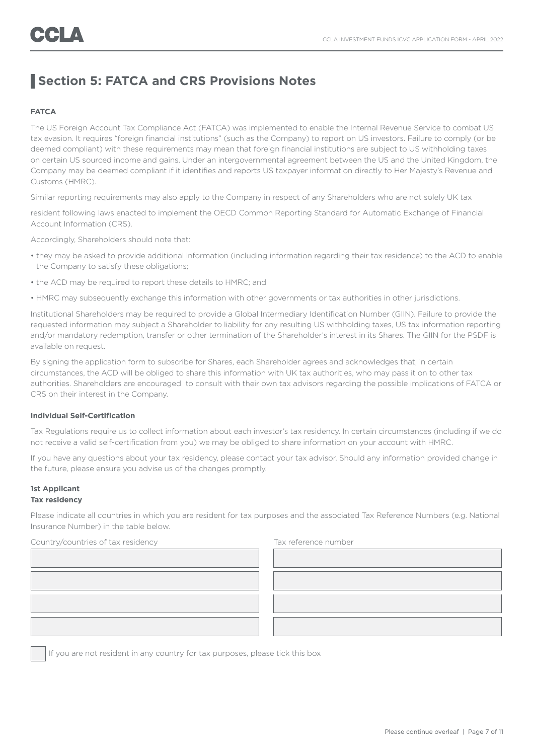## Section 5: FATCA and CRS Provisions Notes

**FATCA**

The US Foreign Account Tax Compliance Act (FATCA) was implemented to enable the Internal Revenue Service to combat US tax evasion. It requires "foreign financial institutions" (such as the Company) to report on US investors. Failure to comply (or be deemed compliant) with these requirements may mean that foreign financial institutions are subject to US withholding taxes on certain US sourced income and gains. Under an intergovernmental agreement between the US and the United Kingdom, the Company may be deemed compliant if it identifies and reports US taxpayer information directly to Her Majesty's Revenue and Customs (HMRC).

Similar reporting requirements may also apply to the Company in respect of any Shareholders who are not solely UK tax

resident following laws enacted to implement the OECD Common Reporting Standard for Automatic Exchange of Financial Account Information (CRS).

Accordingly, Shareholders should note that:

- they may be asked to provide additional information (including information regarding their tax residence) to the ACD to enable the Company to satisfy these obligations;
- the ACD may be required to report these details to HMRC; and
- HMRC may subsequently exchange this information with other governments or tax authorities in other jurisdictions.

Institutional Shareholders may be required to provide a Global Intermediary Identification Number (GIIN). Failure to provide the requested information may subject a Shareholder to liability for any resulting US withholding taxes, US tax information reporting and/or mandatory redemption, transfer or other termination of the Shareholder's interest in its Shares. The GIIN for the PSDF is available on request.

By signing the application form to subscribe for Shares, each Shareholder agrees and acknowledges that, in certain circumstances, the ACD will be obliged to share this information with UK tax authorities, who may pass it on to other tax authorities. Shareholders are encouraged to consult with their own tax advisors regarding the possible implications of FATCA or CRS on their interest in the Company.

**Individual Self-Certification**

Tax Regulations require us to collect information about each investor's tax residency. In certain circumstances (including if we do not receive a valid self-certification from you) we may be obliged to share information on your account with HMRC.

If you have any questions about your tax residency, please contact your tax advisor. Should any information provided change in the future, please ensure you advise us of the changes promptly.

**1st Applicant**
**Tax residency**

Please indicate all countries in which you are resident for tax purposes and the associated Tax Reference Numbers (e.g. National Insurance Number) in the table below.

| Country/countries of tax residency | Tax reference number |
|---|---|
| | |
| | |
| | |
| | |

☐ If you are not resident in any country for tax purposes, please tick this box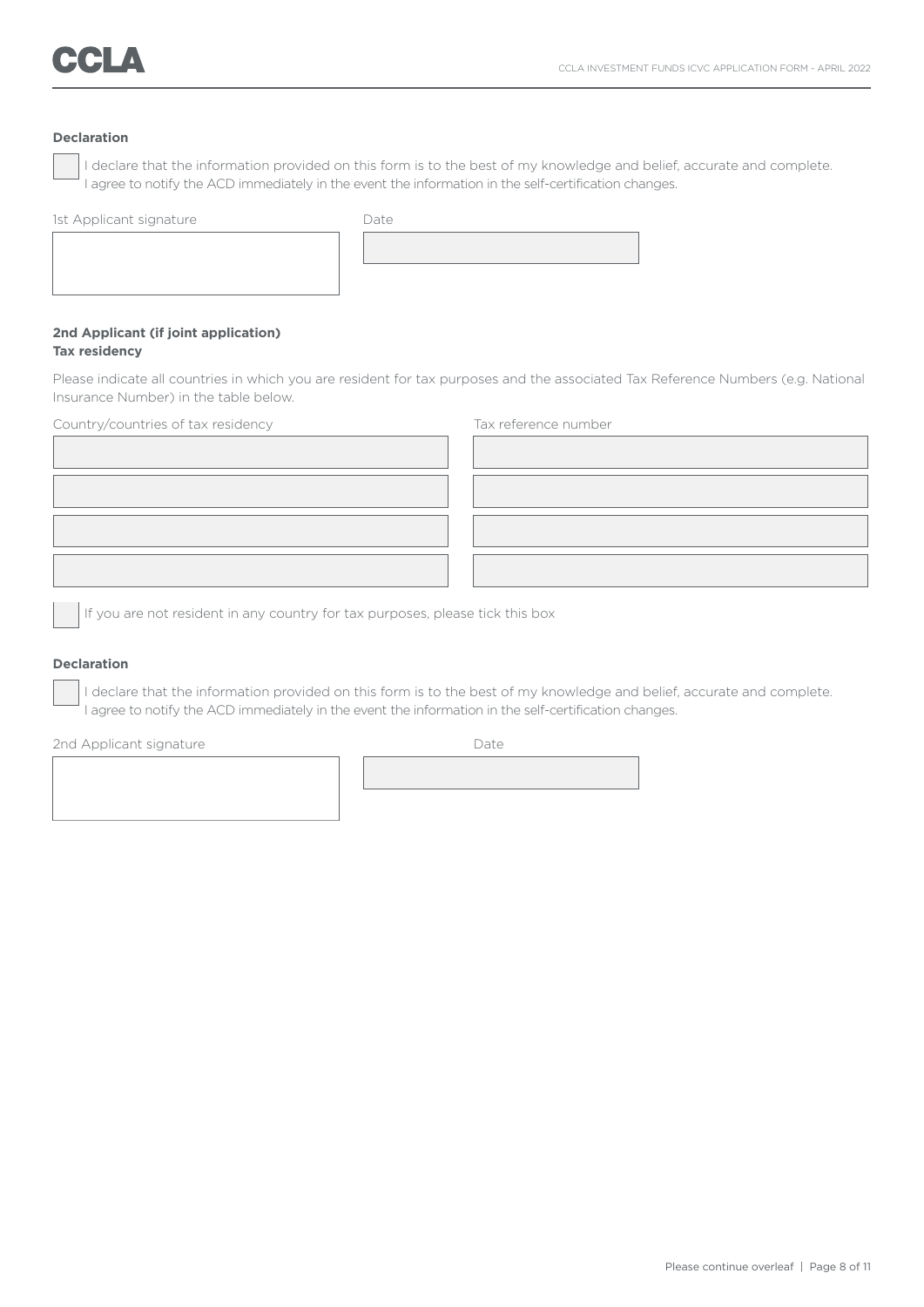**Declaration**

☐ I declare that the information provided on this form is to the best of my knowledge and belief, accurate and complete. I agree to notify the ACD immediately in the event the information in the self-certification changes.

1st Applicant signature

Date

**2nd Applicant (if joint application)**
**Tax residency**

Please indicate all countries in which you are resident for tax purposes and the associated Tax Reference Numbers (e.g. National Insurance Number) in the table below.

| Country/countries of tax residency | Tax reference number |
|---|---|
| | |
| | |
| | |
| | |

☐ If you are not resident in any country for tax purposes, please tick this box

**Declaration**

☐ I declare that the information provided on this form is to the best of my knowledge and belief, accurate and complete. I agree to notify the ACD immediately in the event the information in the self-certification changes.

2nd Applicant signature

Date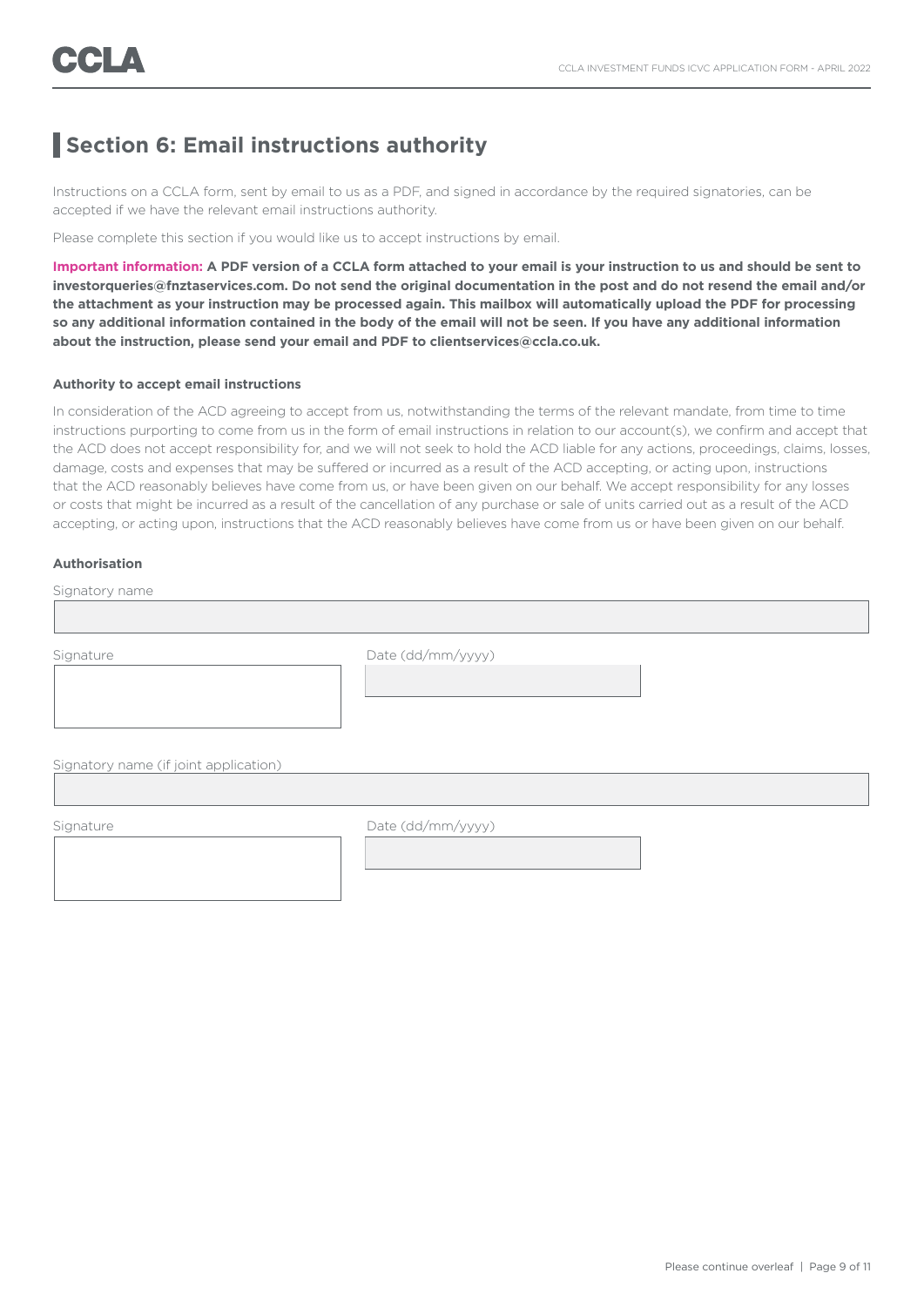## Section 6: Email instructions authority

Instructions on a CCLA form, sent by email to us as a PDF, and signed in accordance by the required signatories, can be accepted if we have the relevant email instructions authority.

Please complete this section if you would like us to accept instructions by email.

**Important information: A PDF version of a CCLA form attached to your email is your instruction to us and should be sent to investorqueries@fnztaservices.com. Do not send the original documentation in the post and do not resend the email and/or the attachment as your instruction may be processed again. This mailbox will automatically upload the PDF for processing so any additional information contained in the body of the email will not be seen. If you have any additional information about the instruction, please send your email and PDF to clientservices@ccla.co.uk.**

#### Authority to accept email instructions

In consideration of the ACD agreeing to accept from us, notwithstanding the terms of the relevant mandate, from time to time instructions purporting to come from us in the form of email instructions in relation to our account(s), we confirm and accept that the ACD does not accept responsibility for, and we will not seek to hold the ACD liable for any actions, proceedings, claims, losses, damage, costs and expenses that may be suffered or incurred as a result of the ACD accepting, or acting upon, instructions that the ACD reasonably believes have come from us, or have been given on our behalf. We accept responsibility for any losses or costs that might be incurred as a result of the cancellation of any purchase or sale of units carried out as a result of the ACD accepting, or acting upon, instructions that the ACD reasonably believes have come from us or have been given on our behalf.

#### Authorisation

Signatory name

Signature

Date (dd/mm/yyyy)

Signatory name (if joint application)

Signature

Date (dd/mm/yyyy)

Please continue overleaf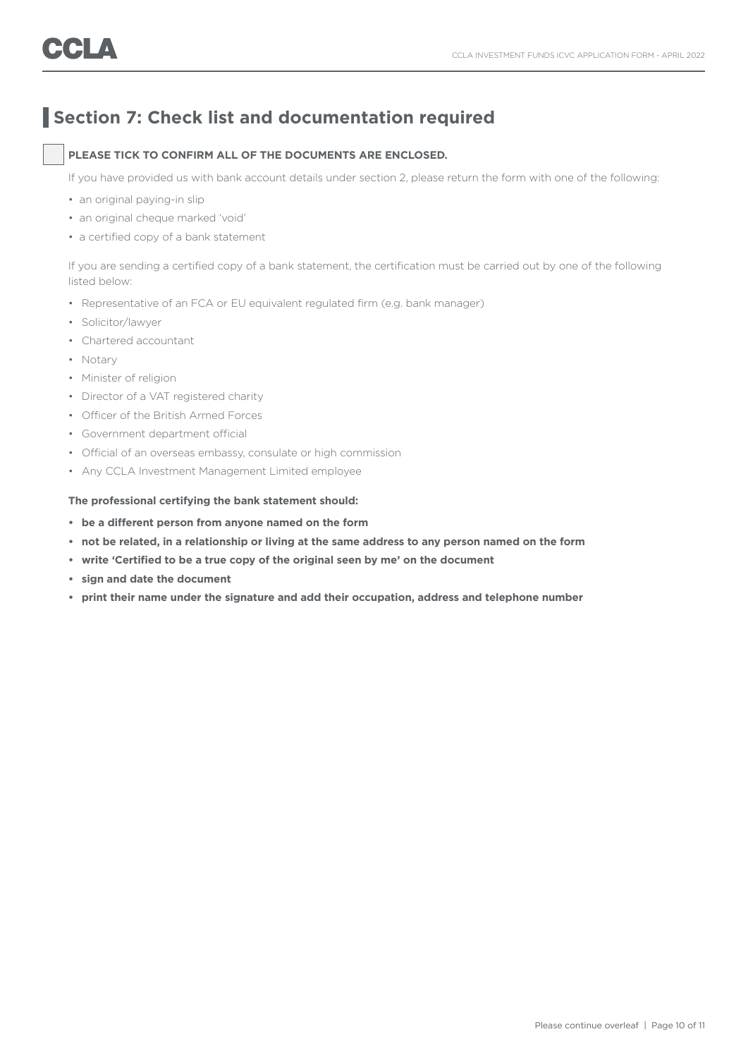## Section 7: Check list and documentation required

☐ **PLEASE TICK TO CONFIRM ALL OF THE DOCUMENTS ARE ENCLOSED.**

If you have provided us with bank account details under section 2, please return the form with one of the following:

- an original paying-in slip
- an original cheque marked 'void'
- a certified copy of a bank statement

If you are sending a certified copy of a bank statement, the certification must be carried out by one of the following listed below:

- Representative of an FCA or EU equivalent regulated firm (e.g. bank manager)
- Solicitor/lawyer
- Chartered accountant
- Notary
- Minister of religion
- Director of a VAT registered charity
- Officer of the British Armed Forces
- Government department official
- Official of an overseas embassy, consulate or high commission
- Any CCLA Investment Management Limited employee

**The professional certifying the bank statement should:**

- **be a different person from anyone named on the form**
- **not be related, in a relationship or living at the same address to any person named on the form**
- **write 'Certified to be a true copy of the original seen by me' on the document**
- **sign and date the document**
- **print their name under the signature and add their occupation, address and telephone number**

Please continue overleaf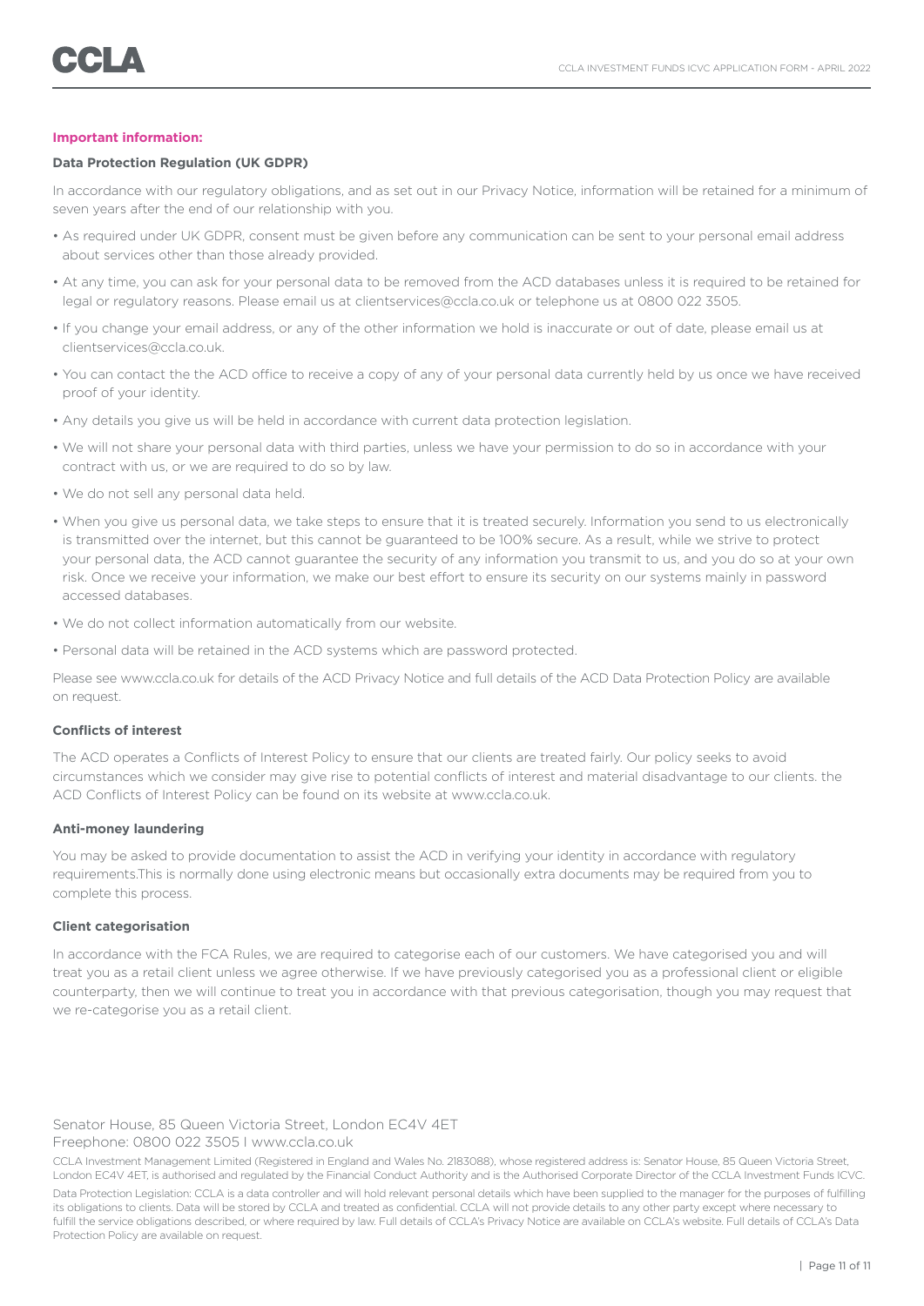**Important information:**

**Data Protection Regulation (UK GDPR)**

In accordance with our regulatory obligations, and as set out in our Privacy Notice, information will be retained for a minimum of seven years after the end of our relationship with you.

- As required under UK GDPR, consent must be given before any communication can be sent to your personal email address about services other than those already provided.
- At any time, you can ask for your personal data to be removed from the ACD databases unless it is required to be retained for legal or regulatory reasons. Please email us at clientservices@ccla.co.uk or telephone us at 0800 022 3505.
- If you change your email address, or any of the other information we hold is inaccurate or out of date, please email us at clientservices@ccla.co.uk.
- You can contact the the ACD office to receive a copy of any of your personal data currently held by us once we have received proof of your identity.
- Any details you give us will be held in accordance with current data protection legislation.
- We will not share your personal data with third parties, unless we have your permission to do so in accordance with your contract with us, or we are required to do so by law.
- We do not sell any personal data held.
- When you give us personal data, we take steps to ensure that it is treated securely. Information you send to us electronically is transmitted over the internet, but this cannot be guaranteed to be 100% secure. As a result, while we strive to protect your personal data, the ACD cannot guarantee the security of any information you transmit to us, and you do so at your own risk. Once we receive your information, we make our best effort to ensure its security on our systems mainly in password accessed databases.
- We do not collect information automatically from our website.
- Personal data will be retained in the ACD systems which are password protected.

Please see www.ccla.co.uk for details of the ACD Privacy Notice and full details of the ACD Data Protection Policy are available on request.

**Conflicts of interest**

The ACD operates a Conflicts of Interest Policy to ensure that our clients are treated fairly. Our policy seeks to avoid circumstances which we consider may give rise to potential conflicts of interest and material disadvantage to our clients. the ACD Conflicts of Interest Policy can be found on its website at www.ccla.co.uk.

**Anti-money laundering**

You may be asked to provide documentation to assist the ACD in verifying your identity in accordance with regulatory requirements.This is normally done using electronic means but occasionally extra documents may be required from you to complete this process.

**Client categorisation**

In accordance with the FCA Rules, we are required to categorise each of our customers. We have categorised you and will treat you as a retail client unless we agree otherwise. If we have previously categorised you as a professional client or eligible counterparty, then we will continue to treat you in accordance with that previous categorisation, though you may request that we re-categorise you as a retail client.

Senator House, 85 Queen Victoria Street, London EC4V 4ET
Freephone: 0800 022 3505 I www.ccla.co.uk

CCLA Investment Management Limited (Registered in England and Wales No. 2183088), whose registered address is: Senator House, 85 Queen Victoria Street, London EC4V 4ET, is authorised and regulated by the Financial Conduct Authority and is the Authorised Corporate Director of the CCLA Investment Funds ICVC.

Data Protection Legislation: CCLA is a data controller and will hold relevant personal details which have been supplied to the manager for the purposes of fulfilling its obligations to clients. Data will be stored by CCLA and treated as confidential. CCLA will not provide details to any other party except where necessary to fulfill the service obligations described, or where required by law. Full details of CCLA's Privacy Notice are available on CCLA's website. Full details of CCLA's Data Protection Policy are available on request.